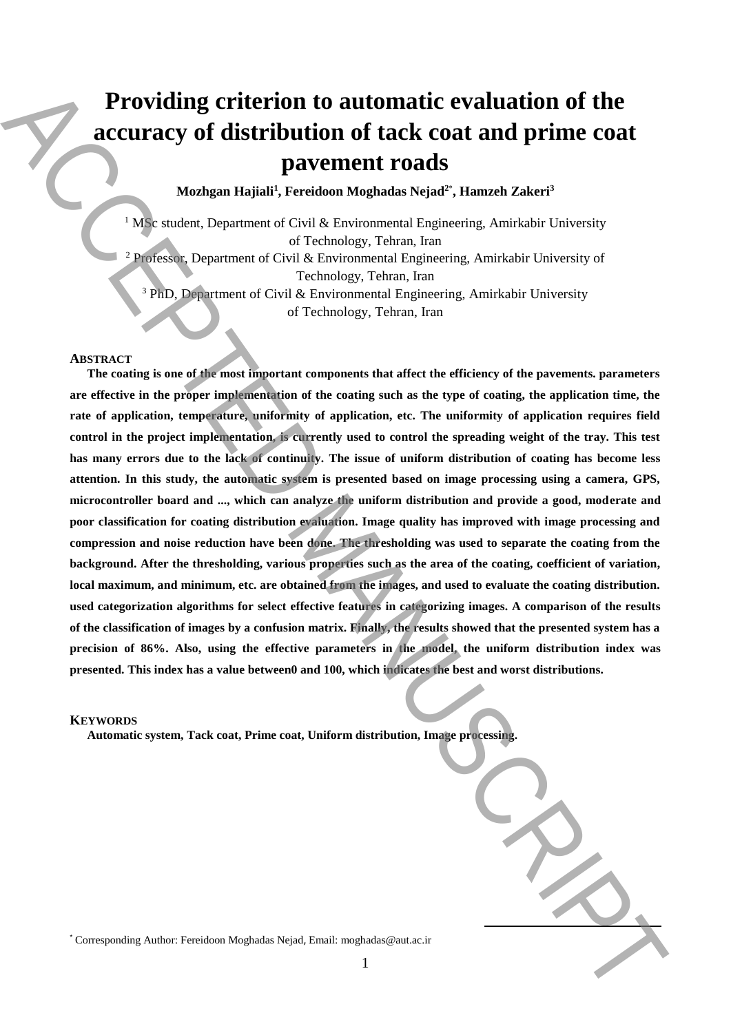# Providing criterion to automatic evaluation of the accuracy of distribution of tack coat and prime coat pavement roads

**Mozhgan Hajiali[1], Fereidoon Moghadas Nejad[2*], Hamzeh Zakeri[3]**

[1] MSc student, Department of Civil & Environmental Engineering, Amirkabir University of Technology, Tehran, Iran

[2] Professor, Department of Civil & Environmental Engineering, Amirkabir University of Technology, Tehran, Iran

[3] PhD, Department of Civil & Environmental Engineering, Amirkabir University of Technology, Tehran, Iran

## ABSTRACT

**The coating is one of the most important components that affect the efficiency of the pavements. parameters are effective in the proper implementation of the coating such as the type of coating, the application time, the rate of application, temperature, uniformity of application, etc. The uniformity of application requires field control in the project implementation, is currently used to control the spreading weight of the tray. This test has many errors due to the lack of continuity. The issue of uniform distribution of coating has become less attention. In this study, the automatic system is presented based on image processing using a camera, GPS, microcontroller board and ..., which can analyze the uniform distribution and provide a good, moderate and poor classification for coating distribution evaluation. Image quality has improved with image processing and compression and noise reduction have been done. The thresholding was used to separate the coating from the background. After the thresholding, various properties such as the area of the coating, coefficient of variation, local maximum, and minimum, etc. are obtained from the images, and used to evaluate the coating distribution. used categorization algorithms for select effective features in categorizing images. A comparison of the results of the classification of images by a confusion matrix. Finally, the results showed that the presented system has a precision of 86%. Also, using the effective parameters in the model, the uniform distribution index was presented. This index has a value between0 and 100, which indicates the best and worst distributions.**

## KEYWORDS

**Automatic system, Tack coat, Prime coat, Uniform distribution, Image processing.**

[*] Corresponding Author: Fereidoon Moghadas Nejad, Email: moghadas@aut.ac.ir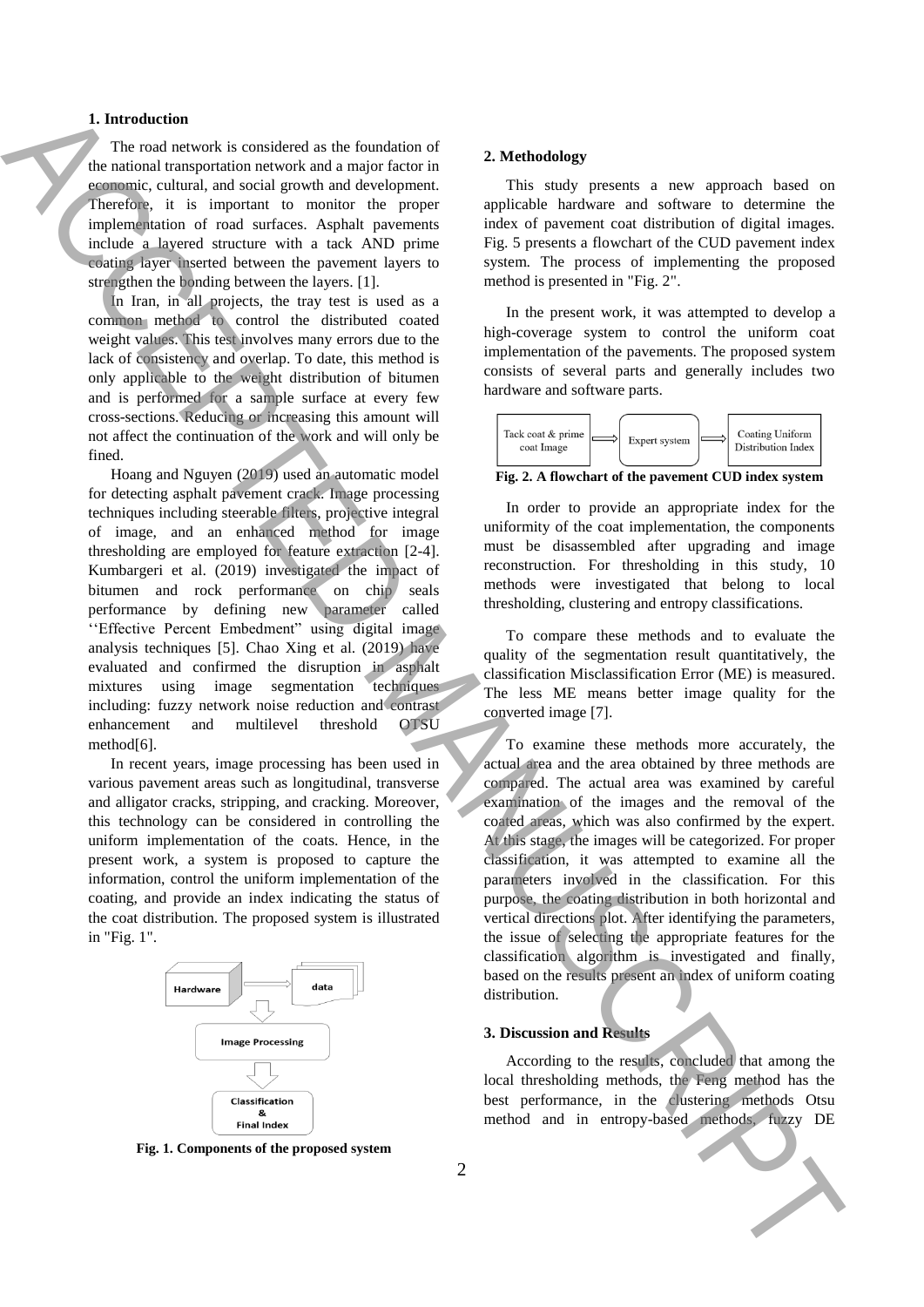## 1. Introduction

The road network is considered as the foundation of the national transportation network and a major factor in economic, cultural, and social growth and development. Therefore, it is important to monitor the proper implementation of road surfaces. Asphalt pavements include a layered structure with a tack AND prime coating layer inserted between the pavement layers to strengthen the bonding between the layers. [1].

In Iran, in all projects, the tray test is used as a common method to control the distributed coated weight values. This test involves many errors due to the lack of consistency and overlap. To date, this method is only applicable to the weight distribution of bitumen and is performed for a sample surface at every few cross-sections. Reducing or increasing this amount will not affect the continuation of the work and will only be fined.

Hoang and Nguyen (2019) used an automatic model for detecting asphalt pavement crack. Image processing techniques including steerable filters, projective integral of image, and an enhanced method for image thresholding are employed for feature extraction [2-4]. Kumbargeri et al. (2019) investigated the impact of bitumen and rock performance on chip seals performance by defining new parameter called ''Effective Percent Embedment" using digital image analysis techniques [5]. Chao Xing et al. (2019) have evaluated and confirmed the disruption in asphalt mixtures using image segmentation techniques including: fuzzy network noise reduction and contrast enhancement and multilevel threshold OTSU method[6].

In recent years, image processing has been used in various pavement areas such as longitudinal, transverse and alligator cracks, stripping, and cracking. Moreover, this technology can be considered in controlling the uniform implementation of the coats. Hence, in the present work, a system is proposed to capture the information, control the uniform implementation of the coating, and provide an index indicating the status of the coat distribution. The proposed system is illustrated in "Fig. 1".

Hardware → data → Image Processing → Classification & Final Index

**Fig. 1. Components of the proposed system**

## 2. Methodology

This study presents a new approach based on applicable hardware and software to determine the index of pavement coat distribution of digital images. Fig. 5 presents a flowchart of the CUD pavement index system. The process of implementing the proposed method is presented in "Fig. 2".

In the present work, it was attempted to develop a high-coverage system to control the uniform coat implementation of the pavements. The proposed system consists of several parts and generally includes two hardware and software parts.

Tack coat & prime coat Image → Expert system → Coating Uniform Distribution Index

**Fig. 2. A flowchart of the pavement CUD index system**

In order to provide an appropriate index for the uniformity of the coat implementation, the components must be disassembled after upgrading and image reconstruction. For thresholding in this study, 10 methods were investigated that belong to local thresholding, clustering and entropy classifications.

To compare these methods and to evaluate the quality of the segmentation result quantitatively, the classification Misclassification Error (ME) is measured. The less ME means better image quality for the converted image [7].

To examine these methods more accurately, the actual area and the area obtained by three methods are compared. The actual area was examined by careful examination of the images and the removal of the coated areas, which was also confirmed by the expert. At this stage, the images will be categorized. For proper classification, it was attempted to examine all the parameters involved in the classification. For this purpose, the coating distribution in both horizontal and vertical directions plot. After identifying the parameters, the issue of selecting the appropriate features for the classification algorithm is investigated and finally, based on the results present an index of uniform coating distribution.

## 3. Discussion and Results

According to the results, concluded that among the local thresholding methods, the Feng method has the best performance, in the clustering methods Otsu method and in entropy-based methods, fuzzy DE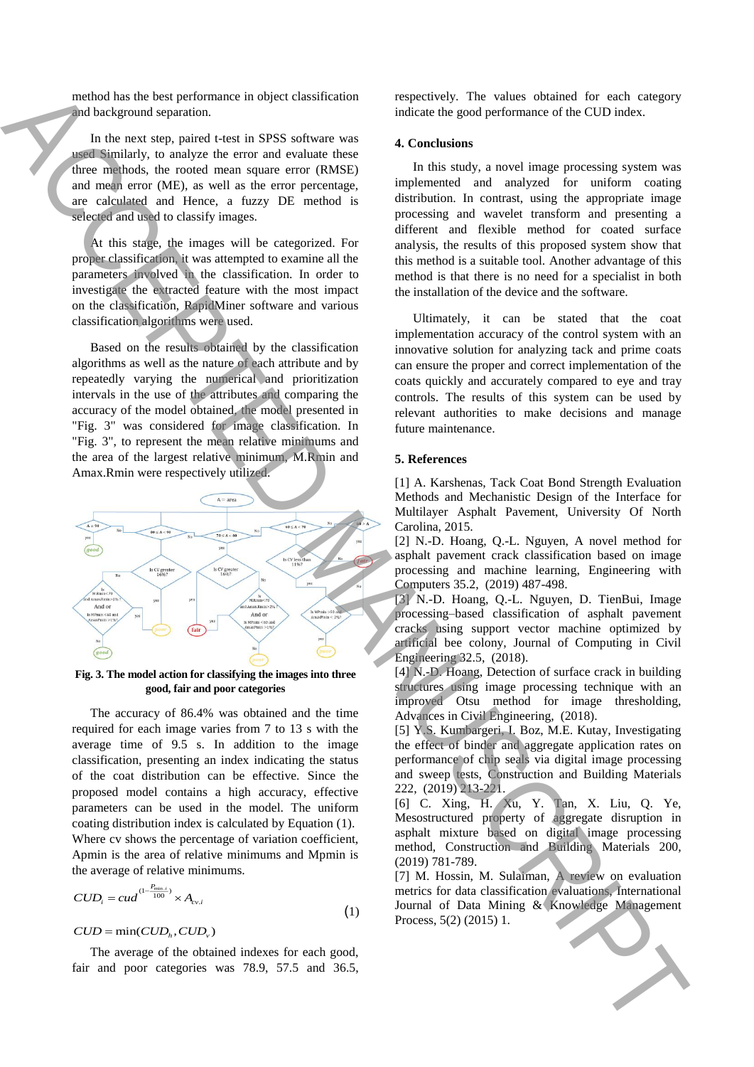method has the best performance in object classification and background separation.

In the next step, paired t-test in SPSS software was used Similarly, to analyze the error and evaluate these three methods, the rooted mean square error (RMSE) and mean error (ME), as well as the error percentage, are calculated and Hence, a fuzzy DE method is selected and used to classify images.

At this stage, the images will be categorized. For proper classification, it was attempted to examine all the parameters involved in the classification. In order to investigate the extracted feature with the most impact on the classification, RapidMiner software and various classification algorithms were used.

Based on the results obtained by the classification algorithms as well as the nature of each attribute and by repeatedly varying the numerical and prioritization intervals in the use of the attributes and comparing the accuracy of the model obtained, the model presented in "Fig. 3" was considered for image classification. In "Fig. 3", to represent the mean relative minimums and the area of the largest relative minimum, M.Rmin and Amax.Rmin were respectively utilized.

**Fig. 3. The model action for classifying the images into three good, fair and poor categories**

The accuracy of 86.4% was obtained and the time required for each image varies from 7 to 13 s with the average time of 9.5 s. In addition to the image classification, presenting an index indicating the status of the coat distribution can be effective. Since the proposed model contains a high accuracy, effective parameters can be used in the model. The uniform coating distribution index is calculated by Equation (1). Where cv shows the percentage of variation coefficient, Apmin is the area of relative minimums and Mpmin is the average of relative minimums.

$$CUD_i = cud^{(1-\frac{P_{\min.i}}{100})} \times A_{cv.i} \tag{1}$$

$$CUD = \min(CUD_h, CUD_v)$$

The average of the obtained indexes for each good, fair and poor categories was 78.9, 57.5 and 36.5, respectively. The values obtained for each category indicate the good performance of the CUD index.

## 4. Conclusions

In this study, a novel image processing system was implemented and analyzed for uniform coating distribution. In contrast, using the appropriate image processing and wavelet transform and presenting a different and flexible method for coated surface analysis, the results of this proposed system show that this method is a suitable tool. Another advantage of this method is that there is no need for a specialist in both the installation of the device and the software.

Ultimately, it can be stated that the coat implementation accuracy of the control system with an innovative solution for analyzing tack and prime coats can ensure the proper and correct implementation of the coats quickly and accurately compared to eye and tray controls. The results of this system can be used by relevant authorities to make decisions and manage future maintenance.

## 5. References

[1] A. Karshenas, Tack Coat Bond Strength Evaluation Methods and Mechanistic Design of the Interface for Multilayer Asphalt Pavement, University Of North Carolina, 2015.

[2] N.-D. Hoang, Q.-L. Nguyen, A novel method for asphalt pavement crack classification based on image processing and machine learning, Engineering with Computers 35.2, (2019) 487-498.

[3] N.-D. Hoang, Q.-L. Nguyen, D. TienBui, Image processing–based classification of asphalt pavement cracks using support vector machine optimized by artificial bee colony, Journal of Computing in Civil Engineering 32.5, (2018).

[4] N.-D. Hoang, Detection of surface crack in building structures using image processing technique with an improved Otsu method for image thresholding, Advances in Civil Engineering, (2018).

[5] Y.S. Kumbargeri, I. Boz, M.E. Kutay, Investigating the effect of binder and aggregate application rates on performance of chip seals via digital image processing and sweep tests, Construction and Building Materials 222, (2019) 213-221.

[6] C. Xing, H. Xu, Y. Tan, X. Liu, Q. Ye, Mesostructured property of aggregate disruption in asphalt mixture based on digital image processing method, Construction and Building Materials 200, (2019) 781-789.

[7] M. Hossin, M. Sulaiman, A review on evaluation metrics for data classification evaluations, International Journal of Data Mining & Knowledge Management Process, 5(2) (2015) 1.